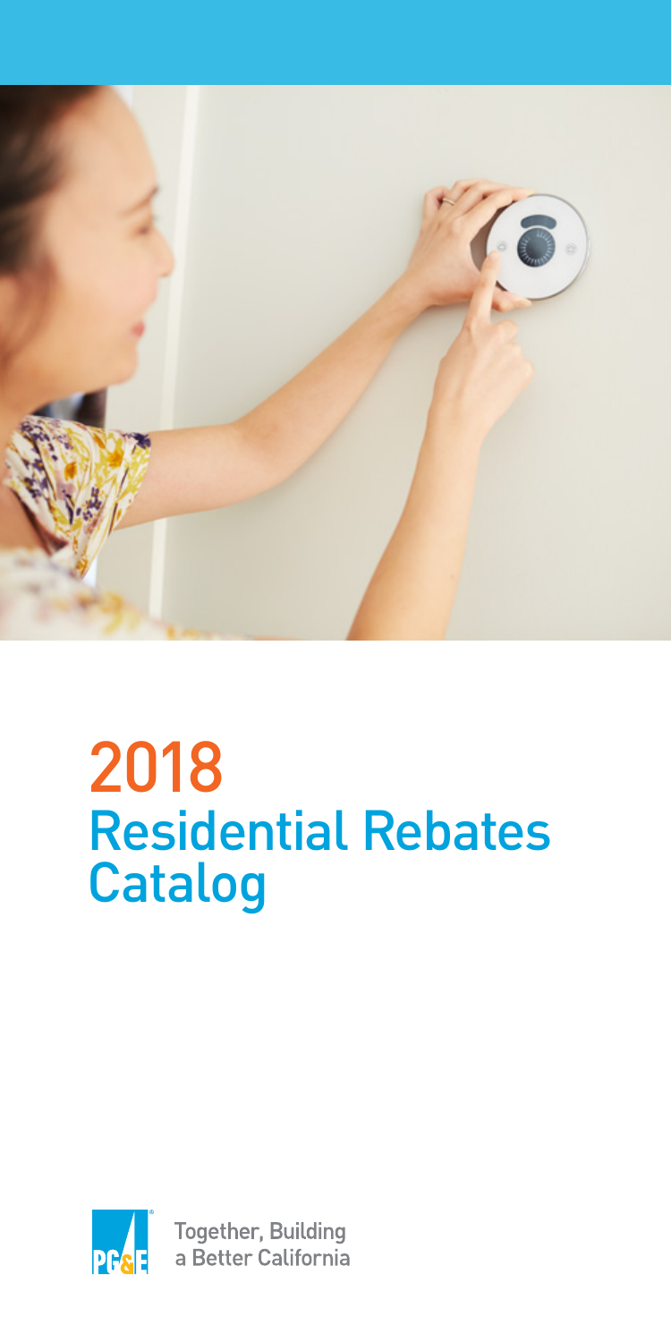# 2018 Residential Rebates Catalog

Together, Building a Better California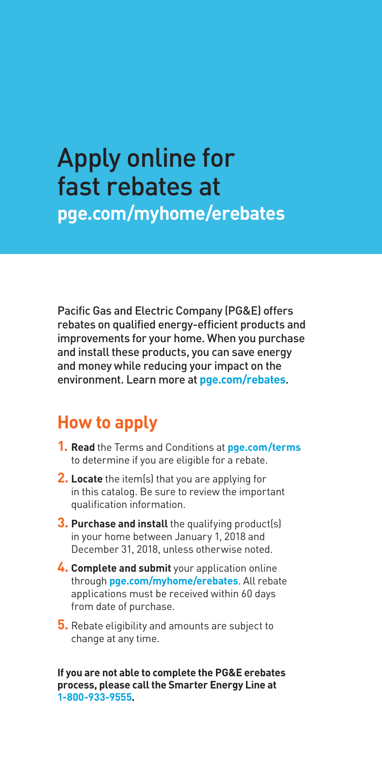# Apply online for fast rebates at

**pge.com/myhome/erebates**

Pacific Gas and Electric Company (PG&E) offers rebates on qualified energy-efficient products and improvements for your home. When you purchase and install these products, you can save energy and money while reducing your impact on the environment. Learn more at **pge.com/rebates**.

## How to apply

1. **Read** the Terms and Conditions at **pge.com/terms** to determine if you are eligible for a rebate.
2. **Locate** the item(s) that you are applying for in this catalog. Be sure to review the important qualification information.
3. **Purchase and install** the qualifying product(s) in your home between January 1, 2018 and December 31, 2018, unless otherwise noted.
4. **Complete and submit** your application online through **pge.com/myhome/erebates**. All rebate applications must be received within 60 days from date of purchase.
5. Rebate eligibility and amounts are subject to change at any time.

**If you are not able to complete the PG&E erebates process, please call the Smarter Energy Line at 1-800-933-9555.**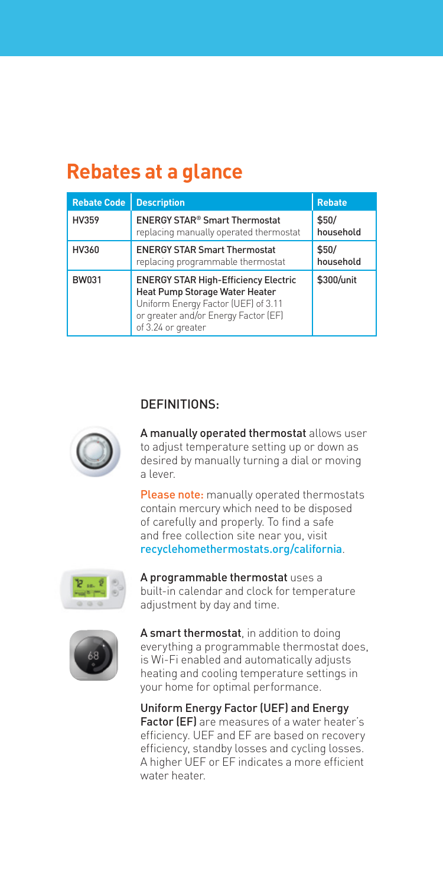# Rebates at a glance

| Rebate Code | Description | Rebate |
|---|---|---|
| HV359 | **ENERGY STAR® Smart Thermostat** replacing manually operated thermostat | $50/ household |
| HV360 | **ENERGY STAR Smart Thermostat** replacing programmable thermostat | $50/ household |
| BW031 | **ENERGY STAR High-Efficiency Electric Heat Pump Storage Water Heater** Uniform Energy Factor (UEF) of 3.11 or greater and/or Energy Factor (EF) of 3.24 or greater | $300/unit |

## DEFINITIONS:

**A manually operated thermostat** allows user to adjust temperature setting up or down as desired by manually turning a dial or moving a lever.

**Please note:** manually operated thermostats contain mercury which need to be disposed of carefully and properly. To find a safe and free collection site near you, visit recyclehomethermostats.org/california.

**A programmable thermostat** uses a built-in calendar and clock for temperature adjustment by day and time.

**A smart thermostat**, in addition to doing everything a programmable thermostat does, is Wi-Fi enabled and automatically adjusts heating and cooling temperature settings in your home for optimal performance.

**Uniform Energy Factor (UEF) and Energy Factor (EF)** are measures of a water heater's efficiency. UEF and EF are based on recovery efficiency, standby losses and cycling losses. A higher UEF or EF indicates a more efficient water heater.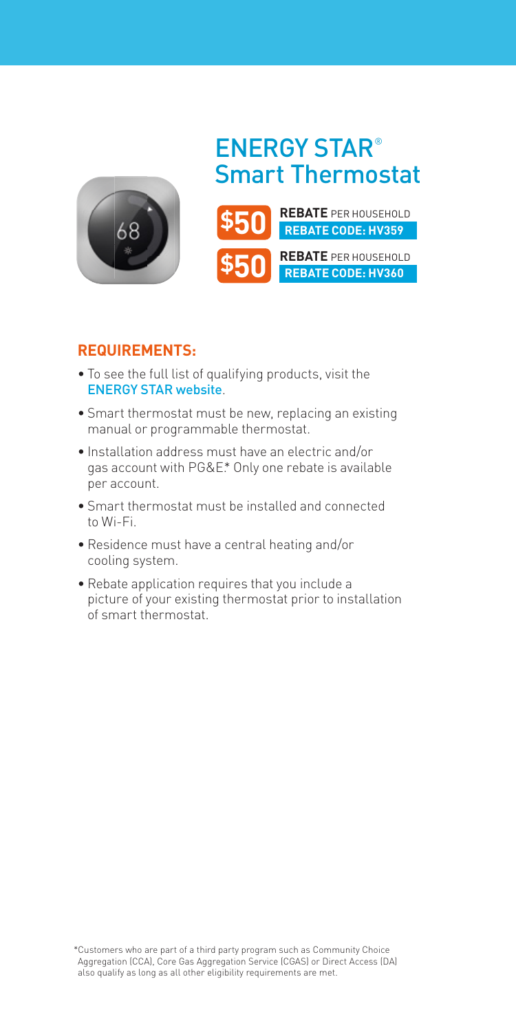# ENERGY STAR® Smart Thermostat

**$50** **REBATE** PER HOUSEHOLD
**REBATE CODE: HV359**

**$50** **REBATE** PER HOUSEHOLD
**REBATE CODE: HV360**

## REQUIREMENTS:

- To see the full list of qualifying products, visit the ENERGY STAR website.
- Smart thermostat must be new, replacing an existing manual or programmable thermostat.
- Installation address must have an electric and/or gas account with PG&E.* Only one rebate is available per account.
- Smart thermostat must be installed and connected to Wi-Fi.
- Residence must have a central heating and/or cooling system.
- Rebate application requires that you include a picture of your existing thermostat prior to installation of smart thermostat.

*Customers who are part of a third party program such as Community Choice Aggregation (CCA), Core Gas Aggregation Service (CGAS) or Direct Access (DA) also qualify as long as all other eligibility requirements are met.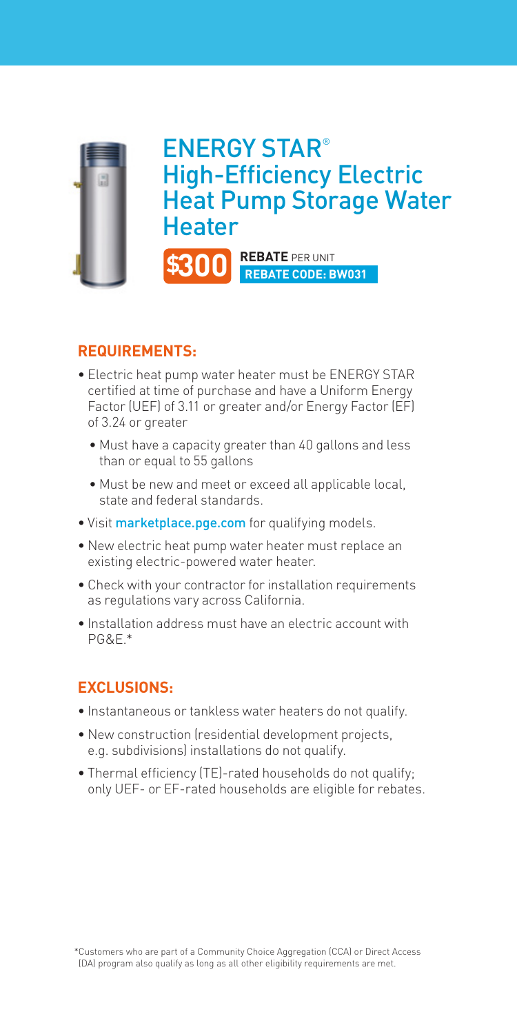# ENERGY STAR® High-Efficiency Electric Heat Pump Storage Water Heater

**$300** **REBATE** PER UNIT **REBATE CODE: BW031**

## REQUIREMENTS:

- Electric heat pump water heater must be ENERGY STAR certified at time of purchase and have a Uniform Energy Factor (UEF) of 3.11 or greater and/or Energy Factor (EF) of 3.24 or greater
  - Must have a capacity greater than 40 gallons and less than or equal to 55 gallons
  - Must be new and meet or exceed all applicable local, state and federal standards.
- Visit marketplace.pge.com for qualifying models.
- New electric heat pump water heater must replace an existing electric-powered water heater.
- Check with your contractor for installation requirements as regulations vary across California.
- Installation address must have an electric account with PG&E.*

## EXCLUSIONS:

- Instantaneous or tankless water heaters do not qualify.
- New construction (residential development projects, e.g. subdivisions) installations do not qualify.
- Thermal efficiency (TE)-rated households do not qualify; only UEF- or EF-rated households are eligible for rebates.

*Customers who are part of a Community Choice Aggregation (CCA) or Direct Access (DA) program also qualify as long as all other eligibility requirements are met.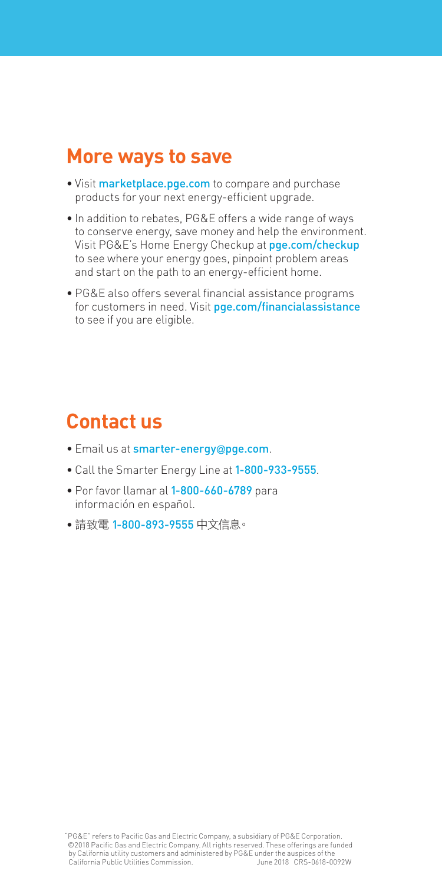## More ways to save

- Visit marketplace.pge.com to compare and purchase products for your next energy-efficient upgrade.
- In addition to rebates, PG&E offers a wide range of ways to conserve energy, save money and help the environment. Visit PG&E's Home Energy Checkup at pge.com/checkup to see where your energy goes, pinpoint problem areas and start on the path to an energy-efficient home.
- PG&E also offers several financial assistance programs for customers in need. Visit pge.com/financialassistance to see if you are eligible.

## Contact us

- Email us at smarter-energy@pge.com.
- Call the Smarter Energy Line at 1-800-933-9555.
- Por favor llamar al 1-800-660-6789 para información en español.
- 請致電 1-800-893-9555 中文信息。

"PG&E" refers to Pacific Gas and Electric Company, a subsidiary of PG&E Corporation. ©2018 Pacific Gas and Electric Company. All rights reserved. These offerings are funded by California utility customers and administered by PG&E under the auspices of the California Public Utilities Commission. June 2018 CRS-0618-0092W